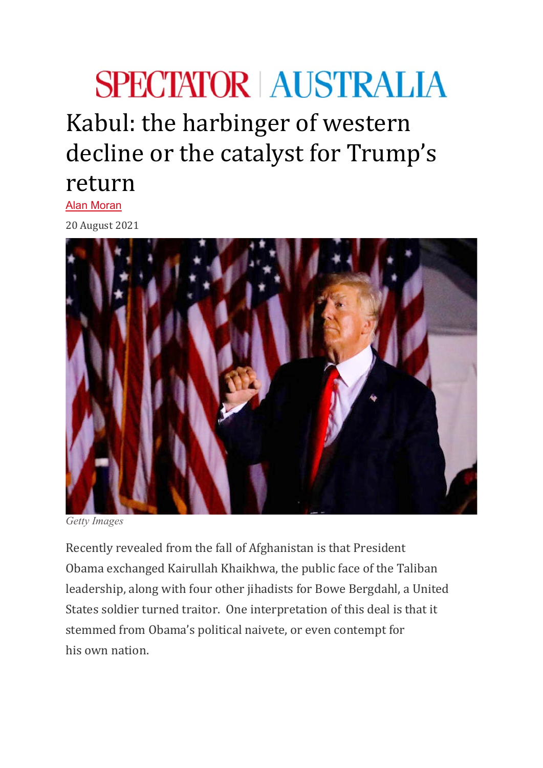SPECTATOR | AUSTRALIA

# Kabul: the harbinger of western decline or the catalyst for Trump's return

Alan Moran

20 August 2021

*Getty Images*

Recently revealed from the fall of Afghanistan is that President Obama exchanged Kairullah Khaikhwa, the public face of the Taliban leadership, along with four other jihadists for Bowe Bergdahl, a United States soldier turned traitor. One interpretation of this deal is that it stemmed from Obama's political naivete, or even contempt for his own nation.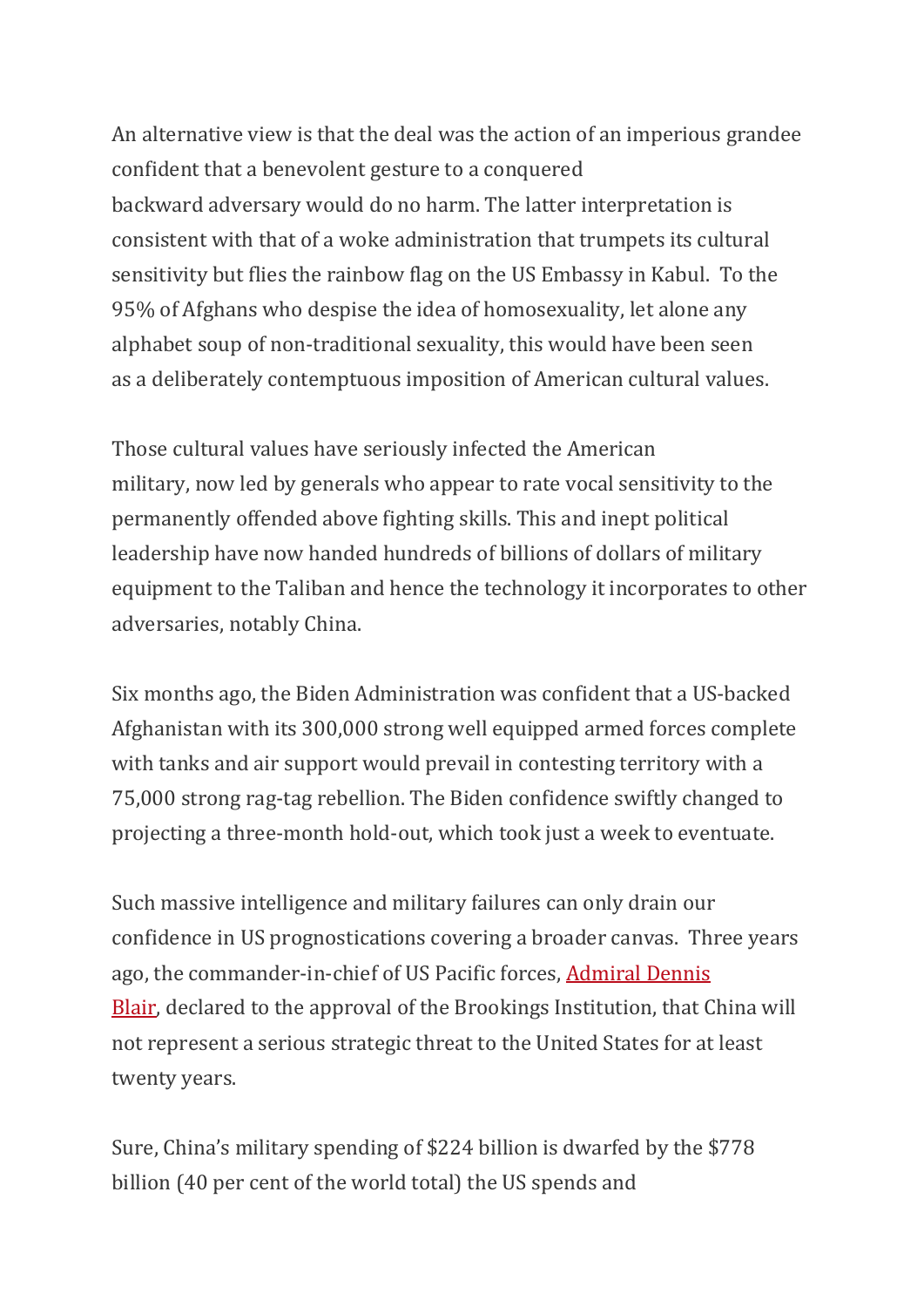An alternative view is that the deal was the action of an imperious grandee confident that a benevolent gesture to a conquered backward adversary would do no harm. The latter interpretation is consistent with that of a woke administration that trumpets its cultural sensitivity but flies the rainbow flag on the US Embassy in Kabul. To the 95% of Afghans who despise the idea of homosexuality, let alone any alphabet soup of non-traditional sexuality, this would have been seen as a deliberately contemptuous imposition of American cultural values.

Those cultural values have seriously infected the American military, now led by generals who appear to rate vocal sensitivity to the permanently offended above fighting skills. This and inept political leadership have now handed hundreds of billions of dollars of military equipment to the Taliban and hence the technology it incorporates to other adversaries, notably China.

Six months ago, the Biden Administration was confident that a US-backed Afghanistan with its 300,000 strong well equipped armed forces complete with tanks and air support would prevail in contesting territory with a 75,000 strong rag-tag rebellion. The Biden confidence swiftly changed to projecting a three-month hold-out, which took just a week to eventuate.

Such massive intelligence and military failures can only drain our confidence in US prognostications covering a broader canvas. Three years ago, the commander-in-chief of US Pacific forces, [Admiral Dennis Blair](), declared to the approval of the Brookings Institution, that China will not represent a serious strategic threat to the United States for at least twenty years.

Sure, China's military spending of $224 billion is dwarfed by the $778 billion (40 per cent of the world total) the US spends and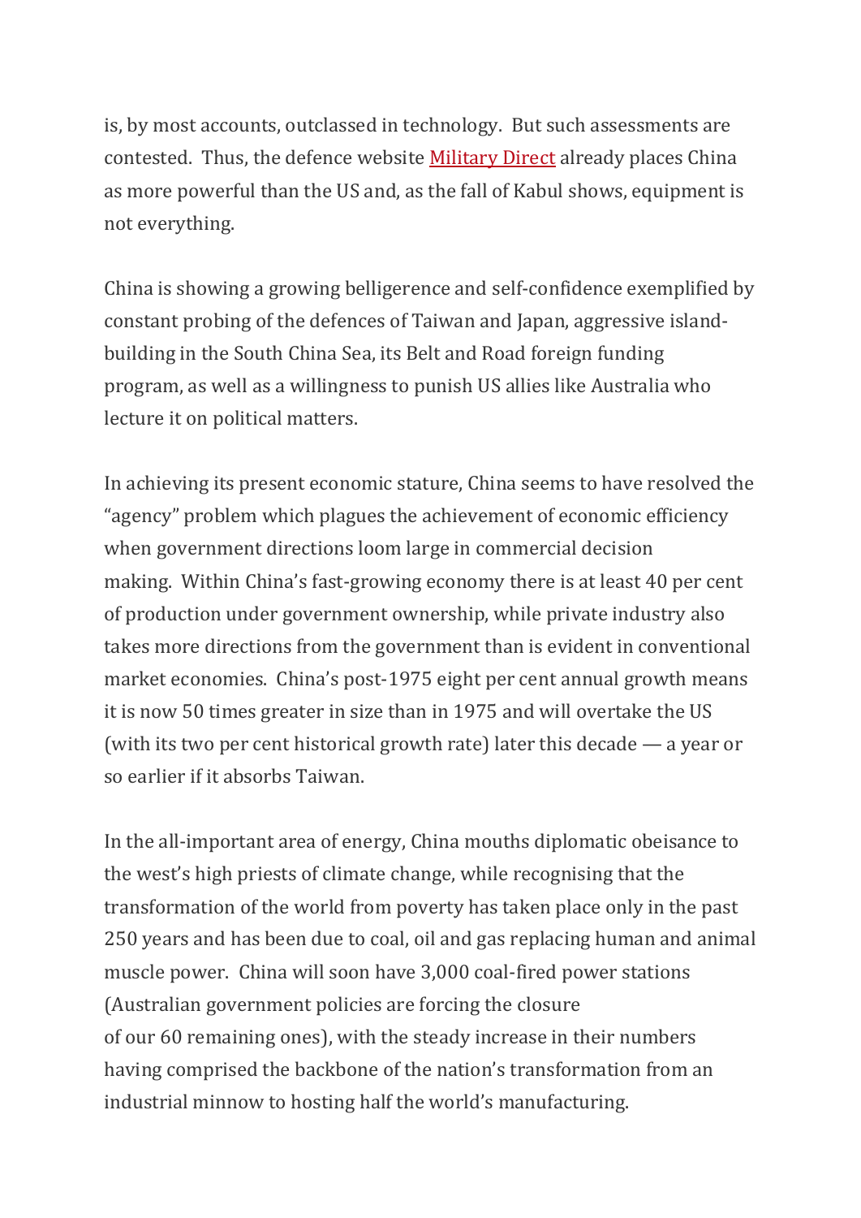is, by most accounts, outclassed in technology.  But such assessments are contested.  Thus, the defence website Military Direct already places China as more powerful than the US and, as the fall of Kabul shows, equipment is not everything.

China is showing a growing belligerence and self-confidence exemplified by constant probing of the defences of Taiwan and Japan, aggressive island-building in the South China Sea, its Belt and Road foreign funding program, as well as a willingness to punish US allies like Australia who lecture it on political matters.

In achieving its present economic stature, China seems to have resolved the "agency" problem which plagues the achievement of economic efficiency when government directions loom large in commercial decision making.  Within China's fast-growing economy there is at least 40 per cent of production under government ownership, while private industry also takes more directions from the government than is evident in conventional market economies.  China's post-1975 eight per cent annual growth means it is now 50 times greater in size than in 1975 and will overtake the US (with its two per cent historical growth rate) later this decade — a year or so earlier if it absorbs Taiwan.

In the all-important area of energy, China mouths diplomatic obeisance to the west's high priests of climate change, while recognising that the transformation of the world from poverty has taken place only in the past 250 years and has been due to coal, oil and gas replacing human and animal muscle power.  China will soon have 3,000 coal-fired power stations (Australian government policies are forcing the closure of our 60 remaining ones), with the steady increase in their numbers having comprised the backbone of the nation's transformation from an industrial minnow to hosting half the world's manufacturing.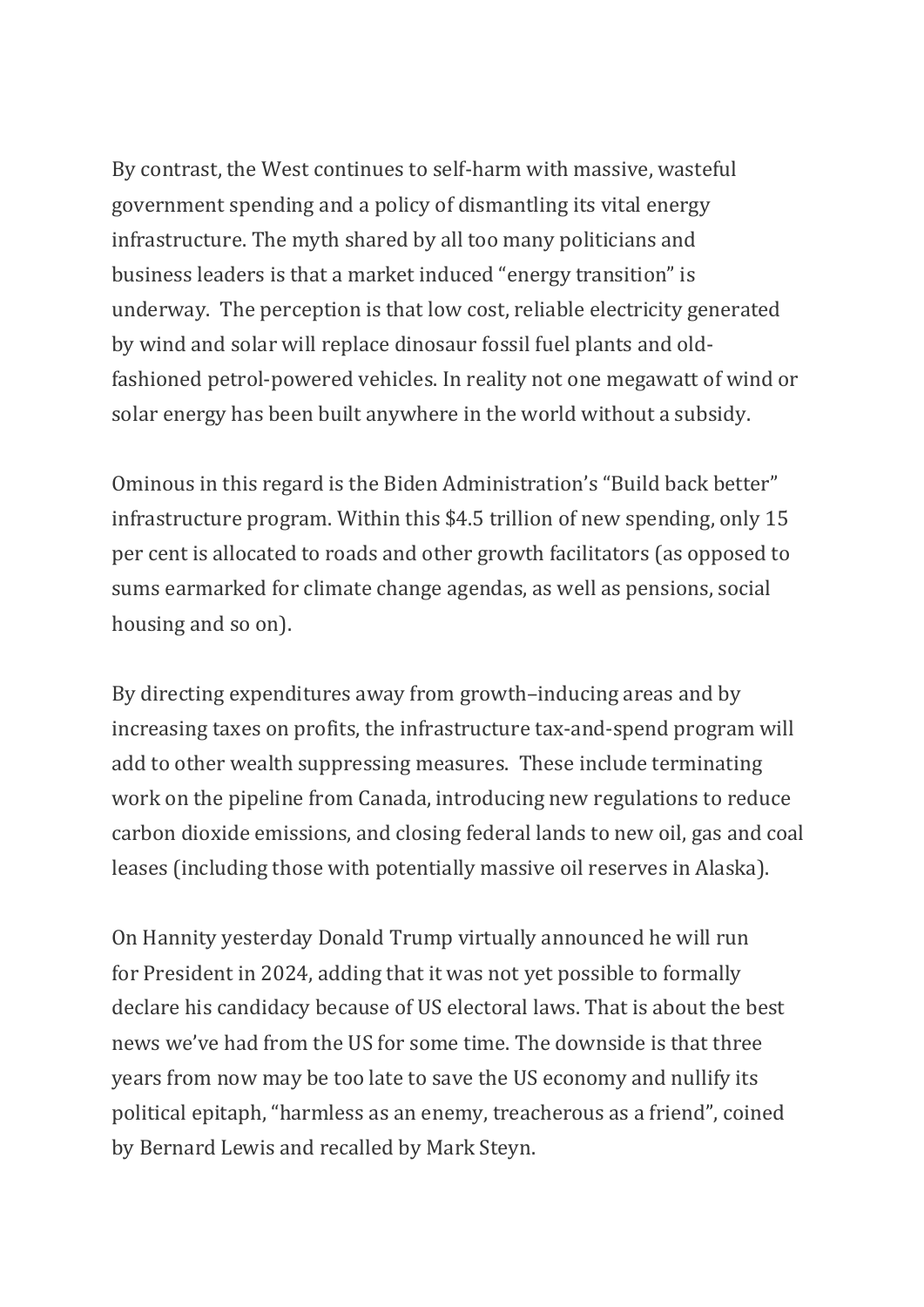By contrast, the West continues to self-harm with massive, wasteful government spending and a policy of dismantling its vital energy infrastructure. The myth shared by all too many politicians and business leaders is that a market induced "energy transition" is underway. The perception is that low cost, reliable electricity generated by wind and solar will replace dinosaur fossil fuel plants and old-fashioned petrol-powered vehicles. In reality not one megawatt of wind or solar energy has been built anywhere in the world without a subsidy.

Ominous in this regard is the Biden Administration's "Build back better" infrastructure program. Within this $4.5 trillion of new spending, only 15 per cent is allocated to roads and other growth facilitators (as opposed to sums earmarked for climate change agendas, as well as pensions, social housing and so on).

By directing expenditures away from growth–inducing areas and by increasing taxes on profits, the infrastructure tax-and-spend program will add to other wealth suppressing measures. These include terminating work on the pipeline from Canada, introducing new regulations to reduce carbon dioxide emissions, and closing federal lands to new oil, gas and coal leases (including those with potentially massive oil reserves in Alaska).

On Hannity yesterday Donald Trump virtually announced he will run for President in 2024, adding that it was not yet possible to formally declare his candidacy because of US electoral laws. That is about the best news we've had from the US for some time. The downside is that three years from now may be too late to save the US economy and nullify its political epitaph, "harmless as an enemy, treacherous as a friend", coined by Bernard Lewis and recalled by Mark Steyn.